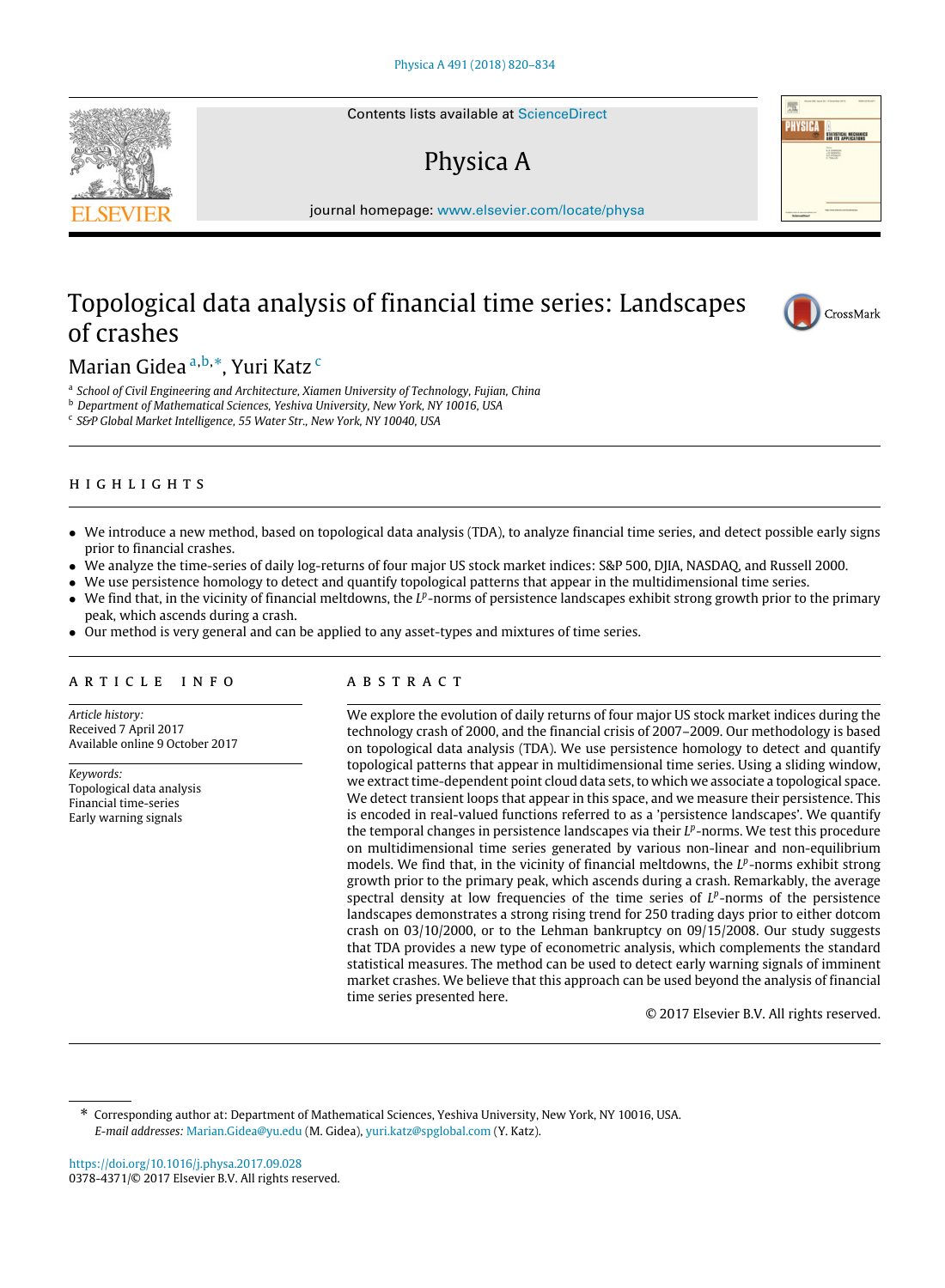# Topological data analysis of financial time series: Landscapes of crashes

Marian Gidea [a,b,*], Yuri Katz [c]

[a] School of Civil Engineering and Architecture, Xiamen University of Technology, Fujian, China
[b] Department of Mathematical Sciences, Yeshiva University, New York, NY 10016, USA
[c] S&P Global Market Intelligence, 55 Water Str., New York, NY 10040, USA

## HIGHLIGHTS

- We introduce a new method, based on topological data analysis (TDA), to analyze financial time series, and detect possible early signs prior to financial crashes.
- We analyze the time-series of daily log-returns of four major US stock market indices: S&P 500, DJIA, NASDAQ, and Russell 2000.
- We use persistence homology to detect and quantify topological patterns that appear in the multidimensional time series.
- We find that, in the vicinity of financial meltdowns, the $L^p$-norms of persistence landscapes exhibit strong growth prior to the primary peak, which ascends during a crash.
- Our method is very general and can be applied to any asset-types and mixtures of time series.

## ARTICLE INFO

*Article history:*
Received 7 April 2017
Available online 9 October 2017

*Keywords:*
Topological data analysis
Financial time-series
Early warning signals

## ABSTRACT

We explore the evolution of daily returns of four major US stock market indices during the technology crash of 2000, and the financial crisis of 2007–2009. Our methodology is based on topological data analysis (TDA). We use persistence homology to detect and quantify topological patterns that appear in multidimensional time series. Using a sliding window, we extract time-dependent point cloud data sets, to which we associate a topological space. We detect transient loops that appear in this space, and we measure their persistence. This is encoded in real-valued functions referred to as a 'persistence landscapes'. We quantify the temporal changes in persistence landscapes via their $L^p$-norms. We test this procedure on multidimensional time series generated by various non-linear and non-equilibrium models. We find that, in the vicinity of financial meltdowns, the $L^p$-norms exhibit strong growth prior to the primary peak, which ascends during a crash. Remarkably, the average spectral density at low frequencies of the time series of $L^p$-norms of the persistence landscapes demonstrates a strong rising trend for 250 trading days prior to either dotcom crash on 03/10/2000, or to the Lehman bankruptcy on 09/15/2008. Our study suggests that TDA provides a new type of econometric analysis, which complements the standard statistical measures. The method can be used to detect early warning signals of imminent market crashes. We believe that this approach can be used beyond the analysis of financial time series presented here.

© 2017 Elsevier B.V. All rights reserved.

---

* Corresponding author at: Department of Mathematical Sciences, Yeshiva University, New York, NY 10016, USA.
*E-mail addresses:* Marian.Gidea@yu.edu (M. Gidea), yuri.katz@spglobal.com (Y. Katz).

https://doi.org/10.1016/j.physa.2017.09.028
0378-4371/© 2017 Elsevier B.V. All rights reserved.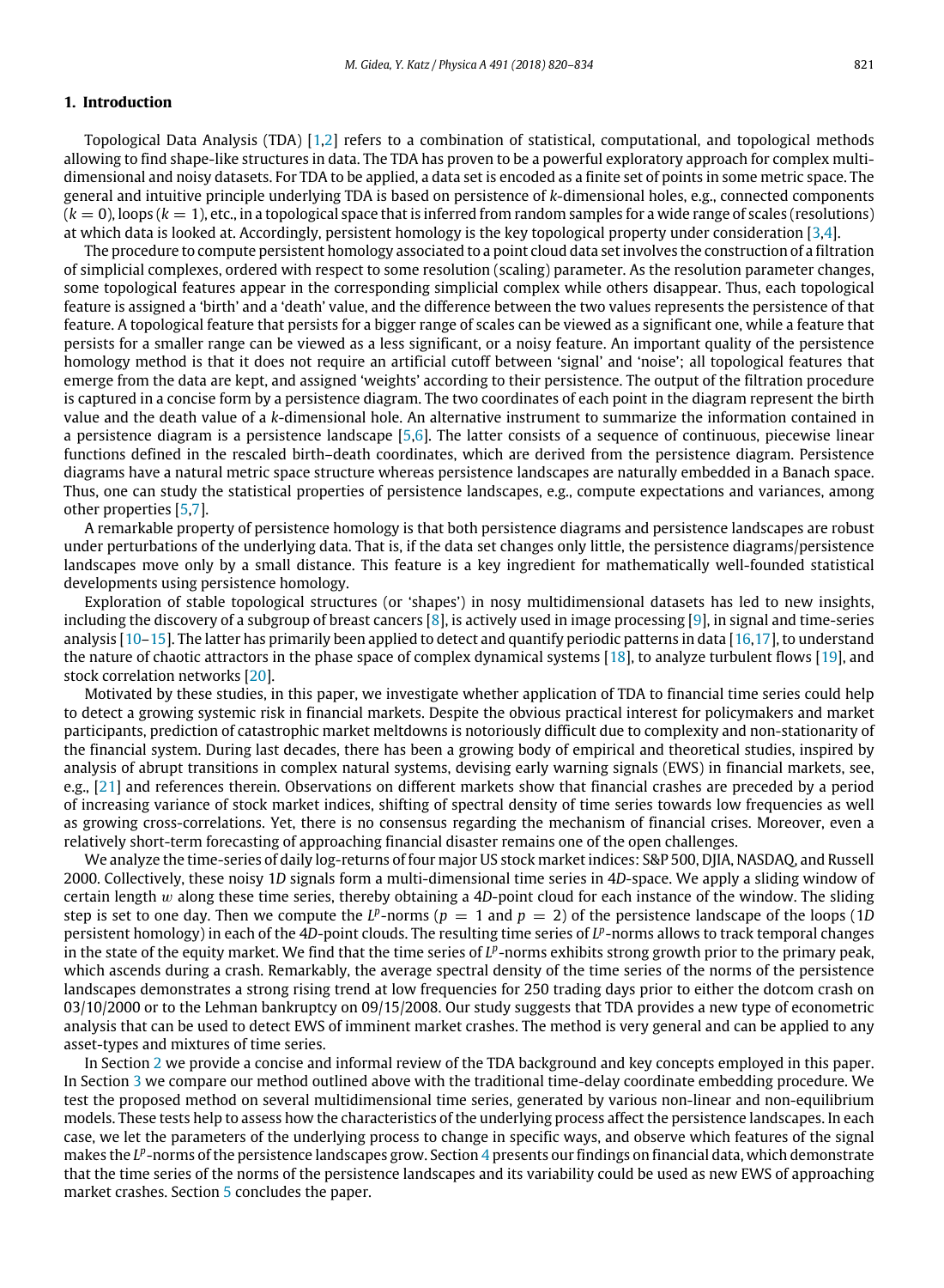## 1. Introduction

Topological Data Analysis (TDA) [1,2] refers to a combination of statistical, computational, and topological methods allowing to find shape-like structures in data. The TDA has proven to be a powerful exploratory approach for complex multi-dimensional and noisy datasets. For TDA to be applied, a data set is encoded as a finite set of points in some metric space. The general and intuitive principle underlying TDA is based on persistence of $k$-dimensional holes, e.g., connected components ($k = 0$), loops ($k = 1$), etc., in a topological space that is inferred from random samples for a wide range of scales (resolutions) at which data is looked at. Accordingly, persistent homology is the key topological property under consideration [3,4].

The procedure to compute persistent homology associated to a point cloud data set involves the construction of a filtration of simplicial complexes, ordered with respect to some resolution (scaling) parameter. As the resolution parameter changes, some topological features appear in the corresponding simplicial complex while others disappear. Thus, each topological feature is assigned a 'birth' and a 'death' value, and the difference between the two values represents the persistence of that feature. A topological feature that persists for a bigger range of scales can be viewed as a significant one, while a feature that persists for a smaller range can be viewed as a less significant, or a noisy feature. An important quality of the persistence homology method is that it does not require an artificial cutoff between 'signal' and 'noise'; all topological features that emerge from the data are kept, and assigned 'weights' according to their persistence. The output of the filtration procedure is captured in a concise form by a persistence diagram. The two coordinates of each point in the diagram represent the birth value and the death value of a $k$-dimensional hole. An alternative instrument to summarize the information contained in a persistence diagram is a persistence landscape [5,6]. The latter consists of a sequence of continuous, piecewise linear functions defined in the rescaled birth–death coordinates, which are derived from the persistence diagram. Persistence diagrams have a natural metric space structure whereas persistence landscapes are naturally embedded in a Banach space. Thus, one can study the statistical properties of persistence landscapes, e.g., compute expectations and variances, among other properties [5,7].

A remarkable property of persistence homology is that both persistence diagrams and persistence landscapes are robust under perturbations of the underlying data. That is, if the data set changes only little, the persistence diagrams/persistence landscapes move only by a small distance. This feature is a key ingredient for mathematically well-founded statistical developments using persistence homology.

Exploration of stable topological structures (or 'shapes') in nosy multidimensional datasets has led to new insights, including the discovery of a subgroup of breast cancers [8], is actively used in image processing [9], in signal and time-series analysis [10–15]. The latter has primarily been applied to detect and quantify periodic patterns in data [16,17], to understand the nature of chaotic attractors in the phase space of complex dynamical systems [18], to analyze turbulent flows [19], and stock correlation networks [20].

Motivated by these studies, in this paper, we investigate whether application of TDA to financial time series could help to detect a growing systemic risk in financial markets. Despite the obvious practical interest for policymakers and market participants, prediction of catastrophic market meltdowns is notoriously difficult due to complexity and non-stationarity of the financial system. During last decades, there has been a growing body of empirical and theoretical studies, inspired by analysis of abrupt transitions in complex natural systems, devising early warning signals (EWS) in financial markets, see, e.g., [21] and references therein. Observations on different markets show that financial crashes are preceded by a period of increasing variance of stock market indices, shifting of spectral density of time series towards low frequencies as well as growing cross-correlations. Yet, there is no consensus regarding the mechanism of financial crises. Moreover, even a relatively short-term forecasting of approaching financial disaster remains one of the open challenges.

We analyze the time-series of daily log-returns of four major US stock market indices: S&P 500, DJIA, NASDAQ, and Russell 2000. Collectively, these noisy 1$D$ signals form a multi-dimensional time series in 4$D$-space. We apply a sliding window of certain length $w$ along these time series, thereby obtaining a 4$D$-point cloud for each instance of the window. The sliding step is set to one day. Then we compute the $L^p$-norms ($p = 1$ and $p = 2$) of the persistence landscape of the loops (1$D$ persistent homology) in each of the 4$D$-point clouds. The resulting time series of $L^p$-norms allows to track temporal changes in the state of the equity market. We find that the time series of $L^p$-norms exhibits strong growth prior to the primary peak, which ascends during a crash. Remarkably, the average spectral density of the time series of the norms of the persistence landscapes demonstrates a strong rising trend at low frequencies for 250 trading days prior to either the dotcom crash on 03/10/2000 or to the Lehman bankruptcy on 09/15/2008. Our study suggests that TDA provides a new type of econometric analysis that can be used to detect EWS of imminent market crashes. The method is very general and can be applied to any asset-types and mixtures of time series.

In Section 2 we provide a concise and informal review of the TDA background and key concepts employed in this paper. In Section 3 we compare our method outlined above with the traditional time-delay coordinate embedding procedure. We test the proposed method on several multidimensional time series, generated by various non-linear and non-equilibrium models. These tests help to assess how the characteristics of the underlying process affect the persistence landscapes. In each case, we let the parameters of the underlying process to change in specific ways, and observe which features of the signal makes the $L^p$-norms of the persistence landscapes grow. Section 4 presents our findings on financial data, which demonstrate that the time series of the norms of the persistence landscapes and its variability could be used as new EWS of approaching market crashes. Section 5 concludes the paper.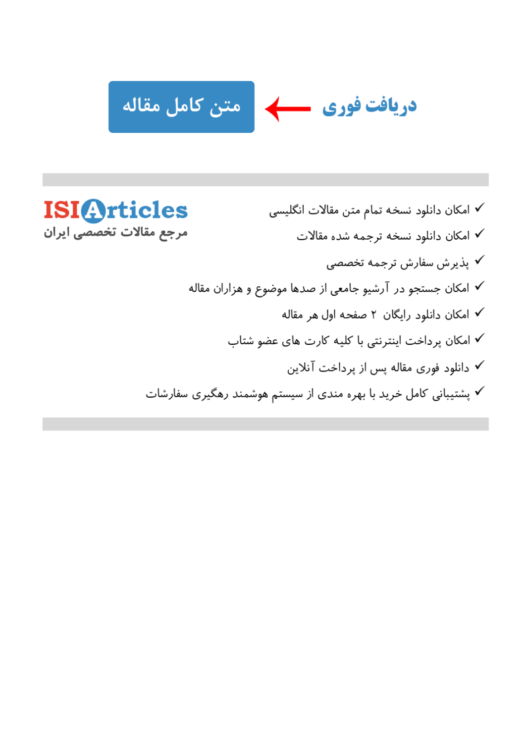دریافت فوری ← **متن کامل مقاله**

**ISIArticles**
مرجع مقالات تخصصی ایران

- ✓ امکان دانلود نسخه تمام متن مقالات انگلیسی
- ✓ امکان دانلود نسخه ترجمه شده مقالات
- ✓ پذیرش سفارش ترجمه تخصصی
- ✓ امکان جستجو در آرشیو جامعی از صدها موضوع و هزاران مقاله
- ✓ امکان دانلود رایگان ۲ صفحه اول هر مقاله
- ✓ امکان پرداخت اینترنتی با کلیه کارت های عضو شتاب
- ✓ دانلود فوری مقاله پس از پرداخت آنلاین
- ✓ پشتیبانی کامل خرید با بهره مندی از سیستم هوشمند رهگیری سفارشات